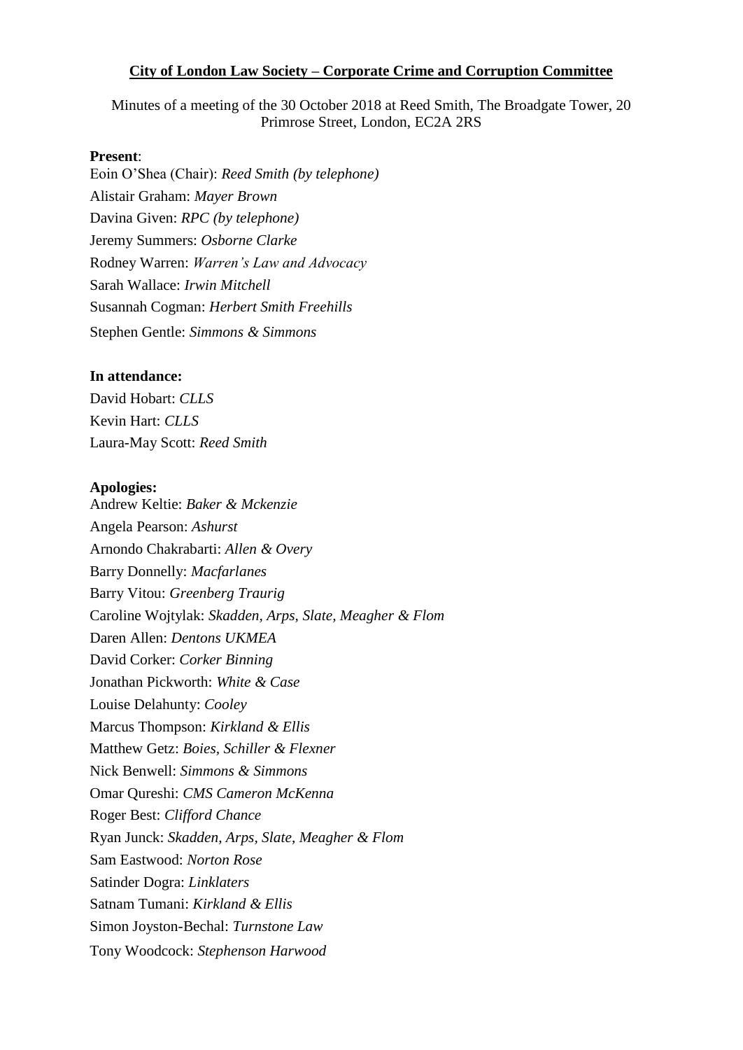**City of London Law Society – Corporate Crime and Corruption Committee**

Minutes of a meeting of the 30 October 2018 at Reed Smith, The Broadgate Tower, 20 Primrose Street, London, EC2A 2RS

**Present**:

Eoin O'Shea (Chair): *Reed Smith (by telephone)*
Alistair Graham: *Mayer Brown*
Davina Given: *RPC (by telephone)*
Jeremy Summers: *Osborne Clarke*
Rodney Warren: *Warren's Law and Advocacy*
Sarah Wallace: *Irwin Mitchell*
Susannah Cogman: *Herbert Smith Freehills*
Stephen Gentle: *Simmons & Simmons*

**In attendance:**

David Hobart: *CLLS*
Kevin Hart: *CLLS*
Laura-May Scott: *Reed Smith*

**Apologies:**

Andrew Keltie: *Baker & Mckenzie*
Angela Pearson: *Ashurst*
Arnondo Chakrabarti: *Allen & Overy*
Barry Donnelly: *Macfarlanes*
Barry Vitou: *Greenberg Traurig*
Caroline Wojtylak: *Skadden, Arps, Slate, Meagher & Flom*
Daren Allen: *Dentons UKMEA*
David Corker: *Corker Binning*
Jonathan Pickworth: *White & Case*
Louise Delahunty: *Cooley*
Marcus Thompson: *Kirkland & Ellis*
Matthew Getz: *Boies, Schiller & Flexner*
Nick Benwell: *Simmons & Simmons*
Omar Qureshi: *CMS Cameron McKenna*
Roger Best: *Clifford Chance*
Ryan Junck: *Skadden, Arps, Slate, Meagher & Flom*
Sam Eastwood: *Norton Rose*
Satinder Dogra: *Linklaters*
Satnam Tumani: *Kirkland & Ellis*
Simon Joyston-Bechal: *Turnstone Law*
Tony Woodcock: *Stephenson Harwood*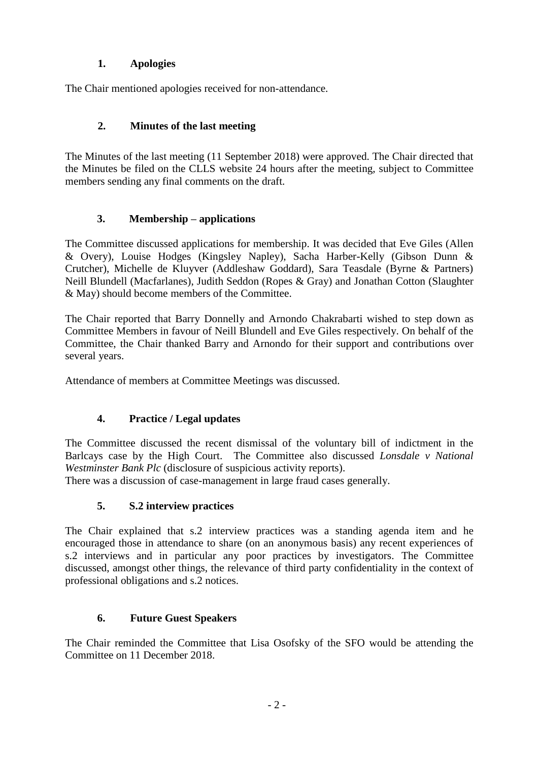## 1. Apologies

The Chair mentioned apologies received for non-attendance.

## 2. Minutes of the last meeting

The Minutes of the last meeting (11 September 2018) were approved. The Chair directed that the Minutes be filed on the CLLS website 24 hours after the meeting, subject to Committee members sending any final comments on the draft.

## 3. Membership – applications

The Committee discussed applications for membership. It was decided that Eve Giles (Allen & Overy), Louise Hodges (Kingsley Napley), Sacha Harber-Kelly (Gibson Dunn & Crutcher), Michelle de Kluyver (Addleshaw Goddard), Sara Teasdale (Byrne & Partners) Neill Blundell (Macfarlanes), Judith Seddon (Ropes & Gray) and Jonathan Cotton (Slaughter & May) should become members of the Committee.

The Chair reported that Barry Donnelly and Arnondo Chakrabarti wished to step down as Committee Members in favour of Neill Blundell and Eve Giles respectively. On behalf of the Committee, the Chair thanked Barry and Arnondo for their support and contributions over several years.

Attendance of members at Committee Meetings was discussed.

## 4. Practice / Legal updates

The Committee discussed the recent dismissal of the voluntary bill of indictment in the Barlcays case by the High Court. The Committee also discussed *Lonsdale v National Westminster Bank Plc* (disclosure of suspicious activity reports).
There was a discussion of case-management in large fraud cases generally.

## 5. S.2 interview practices

The Chair explained that s.2 interview practices was a standing agenda item and he encouraged those in attendance to share (on an anonymous basis) any recent experiences of s.2 interviews and in particular any poor practices by investigators. The Committee discussed, amongst other things, the relevance of third party confidentiality in the context of professional obligations and s.2 notices.

## 6. Future Guest Speakers

The Chair reminded the Committee that Lisa Osofsky of the SFO would be attending the Committee on 11 December 2018.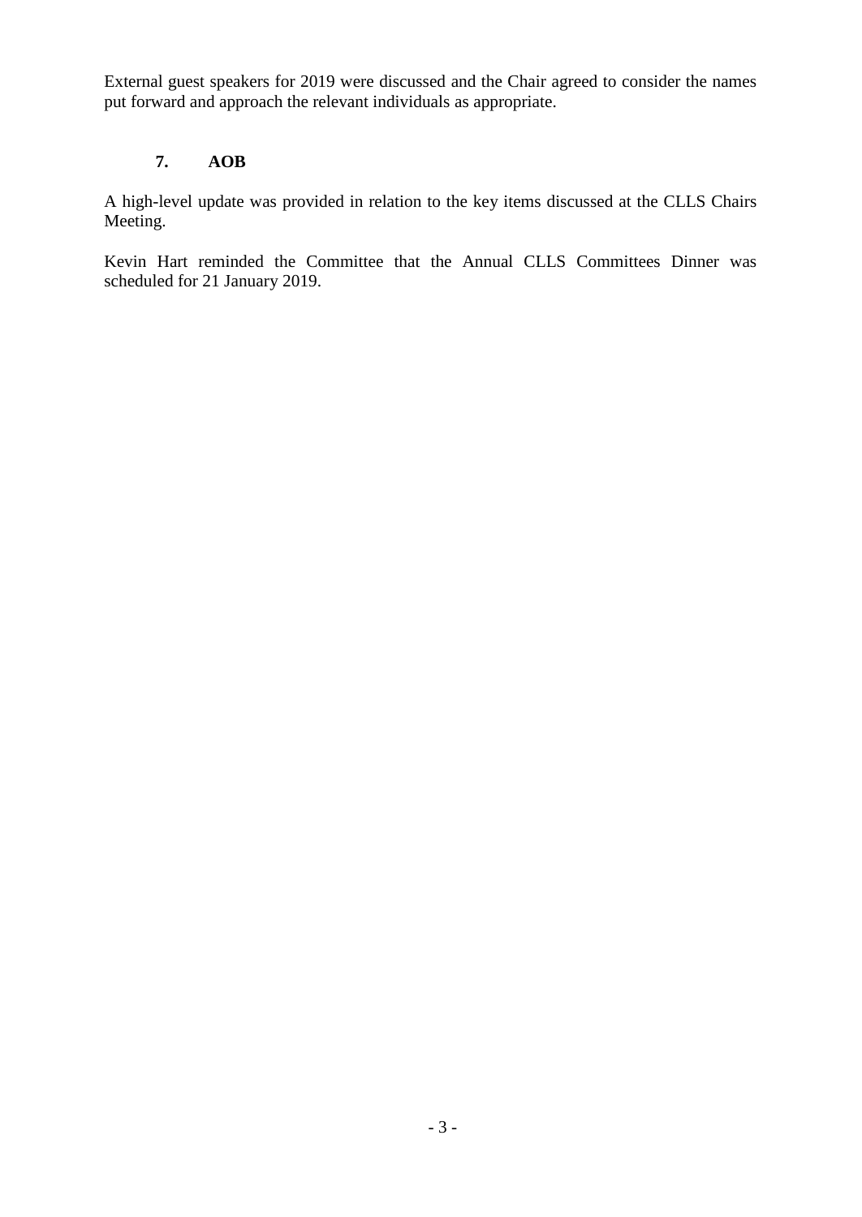External guest speakers for 2019 were discussed and the Chair agreed to consider the names put forward and approach the relevant individuals as appropriate.

## 7. AOB

A high-level update was provided in relation to the key items discussed at the CLLS Chairs Meeting.

Kevin Hart reminded the Committee that the Annual CLLS Committees Dinner was scheduled for 21 January 2019.